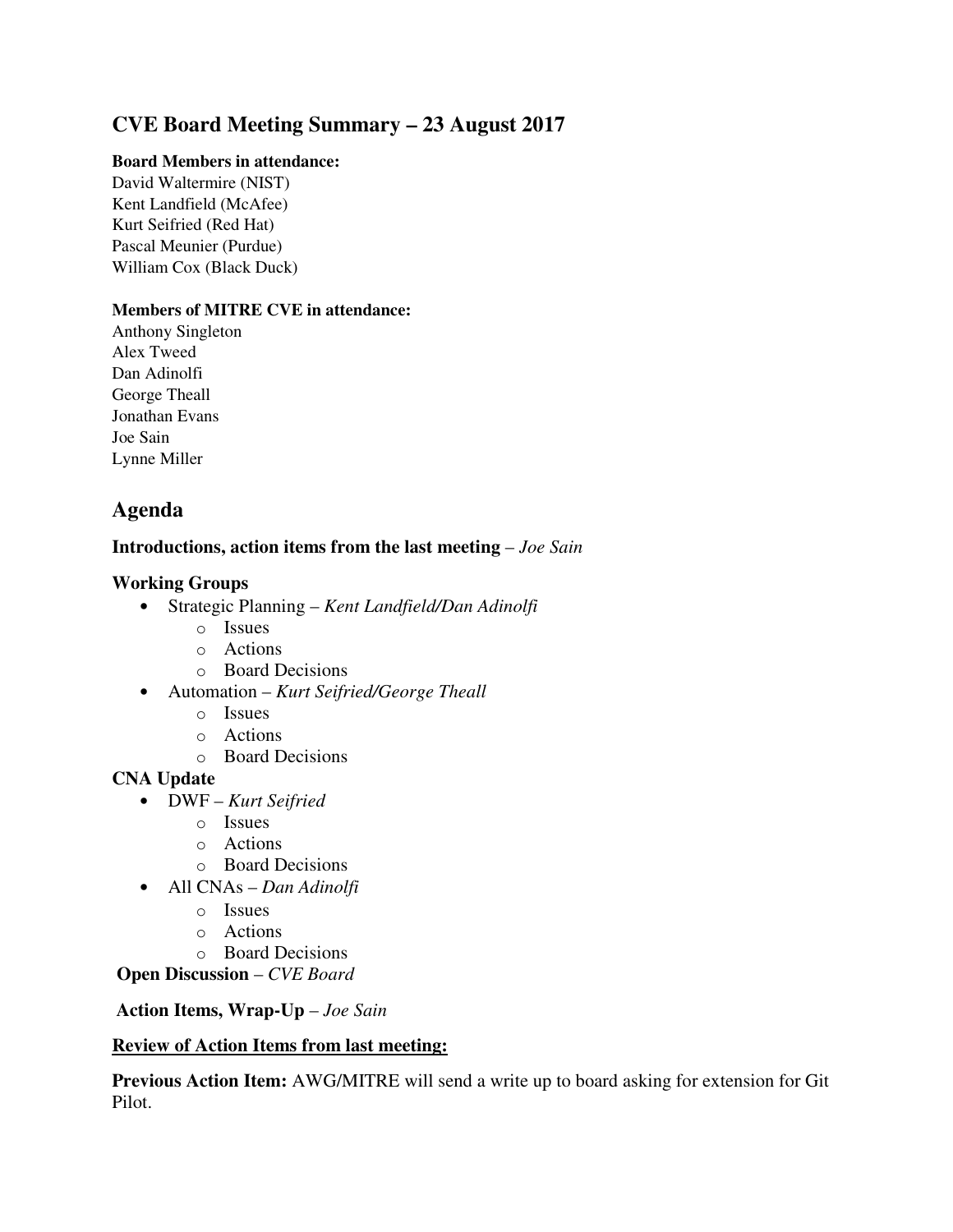# CVE Board Meeting Summary – 23 August 2017

**Board Members in attendance:**
David Waltermire (NIST)
Kent Landfield (McAfee)
Kurt Seifried (Red Hat)
Pascal Meunier (Purdue)
William Cox (Black Duck)

**Members of MITRE CVE in attendance:**
Anthony Singleton
Alex Tweed
Dan Adinolfi
George Theall
Jonathan Evans
Joe Sain
Lynne Miller

## Agenda

**Introductions, action items from the last meeting** – *Joe Sain*

### Working Groups

- Strategic Planning – *Kent Landfield/Dan Adinolfi*
  - Issues
  - Actions
  - Board Decisions
- Automation – *Kurt Seifried/George Theall*
  - Issues
  - Actions
  - Board Decisions

### CNA Update

- DWF – *Kurt Seifried*
  - Issues
  - Actions
  - Board Decisions
- All CNAs – *Dan Adinolfi*
  - Issues
  - Actions
  - Board Decisions

**Open Discussion** – *CVE Board*

**Action Items, Wrap-Up** – *Joe Sain*

**Review of Action Items from last meeting:**

**Previous Action Item:** AWG/MITRE will send a write up to board asking for extension for Git Pilot.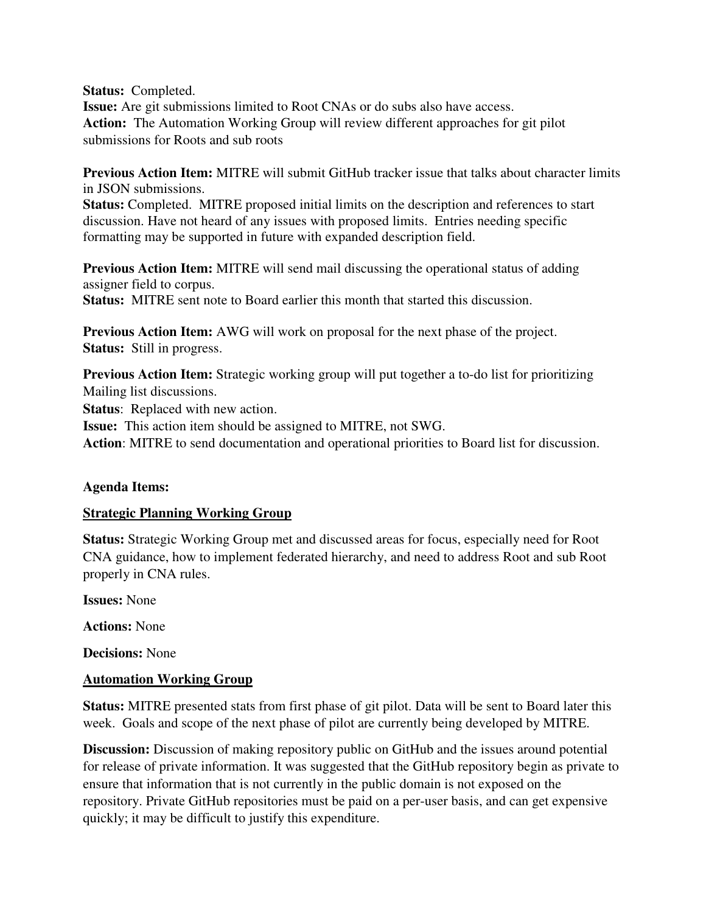**Status:** Completed.
**Issue:** Are git submissions limited to Root CNAs or do subs also have access.
**Action:** The Automation Working Group will review different approaches for git pilot submissions for Roots and sub roots

**Previous Action Item:** MITRE will submit GitHub tracker issue that talks about character limits in JSON submissions.
**Status:** Completed. MITRE proposed initial limits on the description and references to start discussion. Have not heard of any issues with proposed limits. Entries needing specific formatting may be supported in future with expanded description field.

**Previous Action Item:** MITRE will send mail discussing the operational status of adding assigner field to corpus.
**Status:** MITRE sent note to Board earlier this month that started this discussion.

**Previous Action Item:** AWG will work on proposal for the next phase of the project.
**Status:** Still in progress.

**Previous Action Item:** Strategic working group will put together a to-do list for prioritizing Mailing list discussions.
**Status**: Replaced with new action.
**Issue:** This action item should be assigned to MITRE, not SWG.
**Action**: MITRE to send documentation and operational priorities to Board list for discussion.

**Agenda Items:**

**Strategic Planning Working Group**

**Status:** Strategic Working Group met and discussed areas for focus, especially need for Root CNA guidance, how to implement federated hierarchy, and need to address Root and sub Root properly in CNA rules.

**Issues:** None

**Actions:** None

**Decisions:** None

**Automation Working Group**

**Status:** MITRE presented stats from first phase of git pilot. Data will be sent to Board later this week. Goals and scope of the next phase of pilot are currently being developed by MITRE.

**Discussion:** Discussion of making repository public on GitHub and the issues around potential for release of private information. It was suggested that the GitHub repository begin as private to ensure that information that is not currently in the public domain is not exposed on the repository. Private GitHub repositories must be paid on a per-user basis, and can get expensive quickly; it may be difficult to justify this expenditure.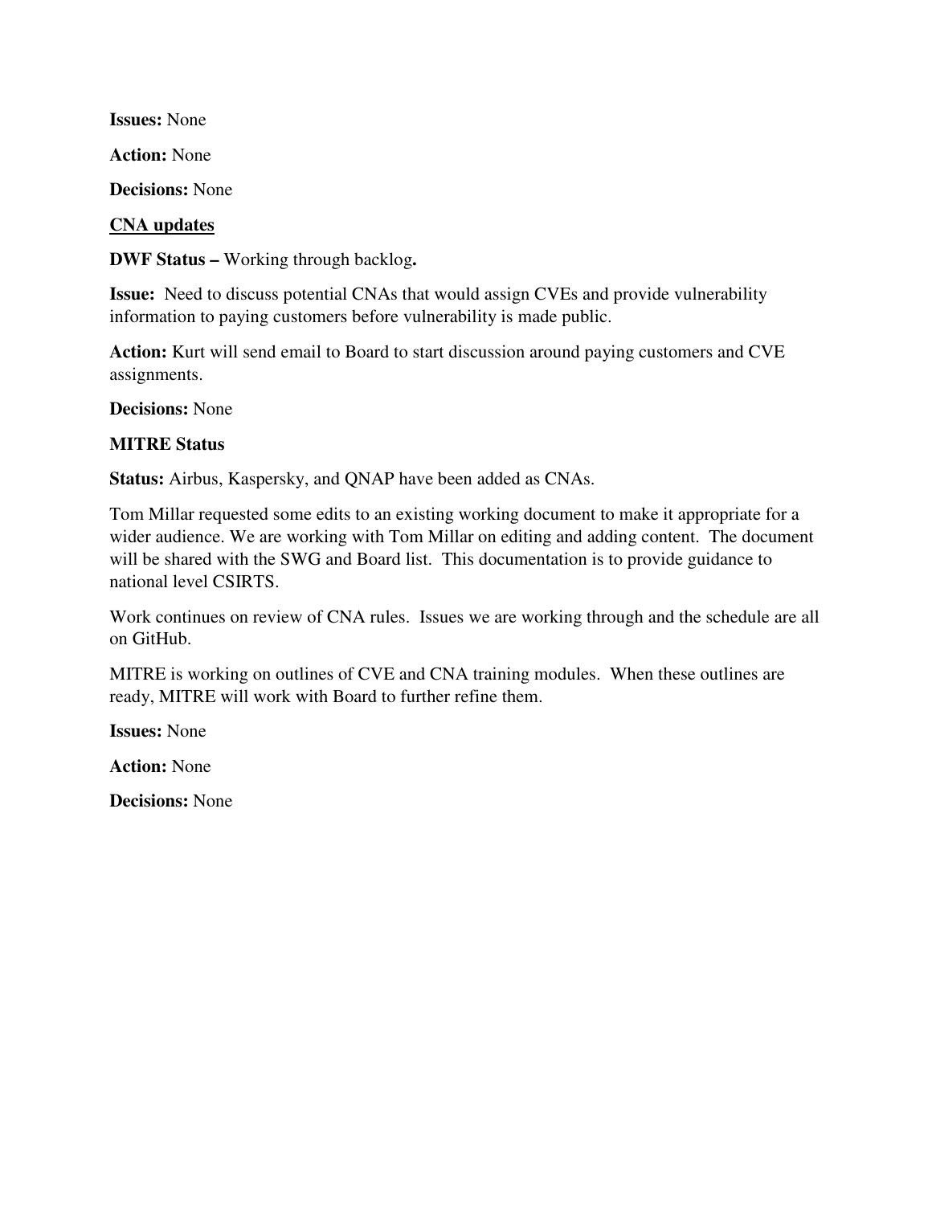**Issues:** None

**Action:** None

**Decisions:** None

**<u>CNA updates</u>**

**DWF Status –** Working through backlog**.**

**Issue:** Need to discuss potential CNAs that would assign CVEs and provide vulnerability information to paying customers before vulnerability is made public.

**Action:** Kurt will send email to Board to start discussion around paying customers and CVE assignments.

**Decisions:** None

**MITRE Status**

**Status:** Airbus, Kaspersky, and QNAP have been added as CNAs.

Tom Millar requested some edits to an existing working document to make it appropriate for a wider audience. We are working with Tom Millar on editing and adding content. The document will be shared with the SWG and Board list. This documentation is to provide guidance to national level CSIRTS.

Work continues on review of CNA rules. Issues we are working through and the schedule are all on GitHub.

MITRE is working on outlines of CVE and CNA training modules. When these outlines are ready, MITRE will work with Board to further refine them.

**Issues:** None

**Action:** None

**Decisions:** None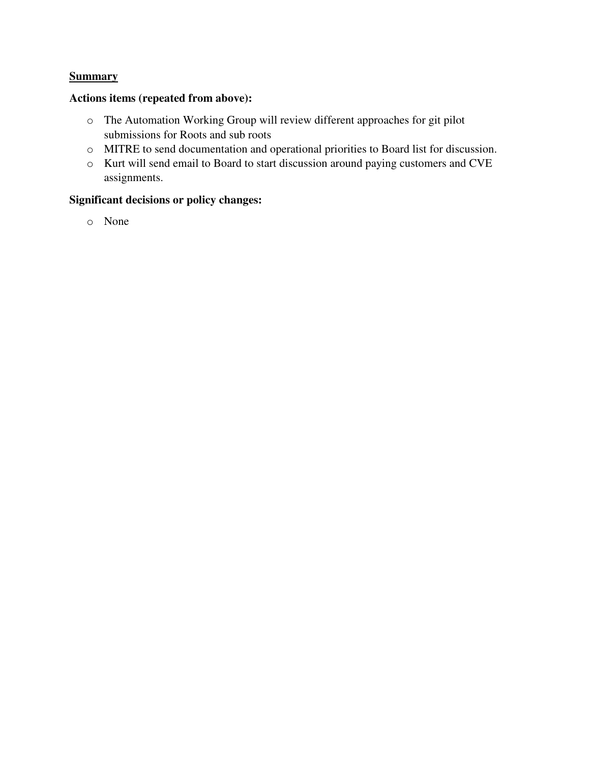## **Summary**

**Actions items (repeated from above):**

- The Automation Working Group will review different approaches for git pilot submissions for Roots and sub roots
- MITRE to send documentation and operational priorities to Board list for discussion.
- Kurt will send email to Board to start discussion around paying customers and CVE assignments.

**Significant decisions or policy changes:**

- None